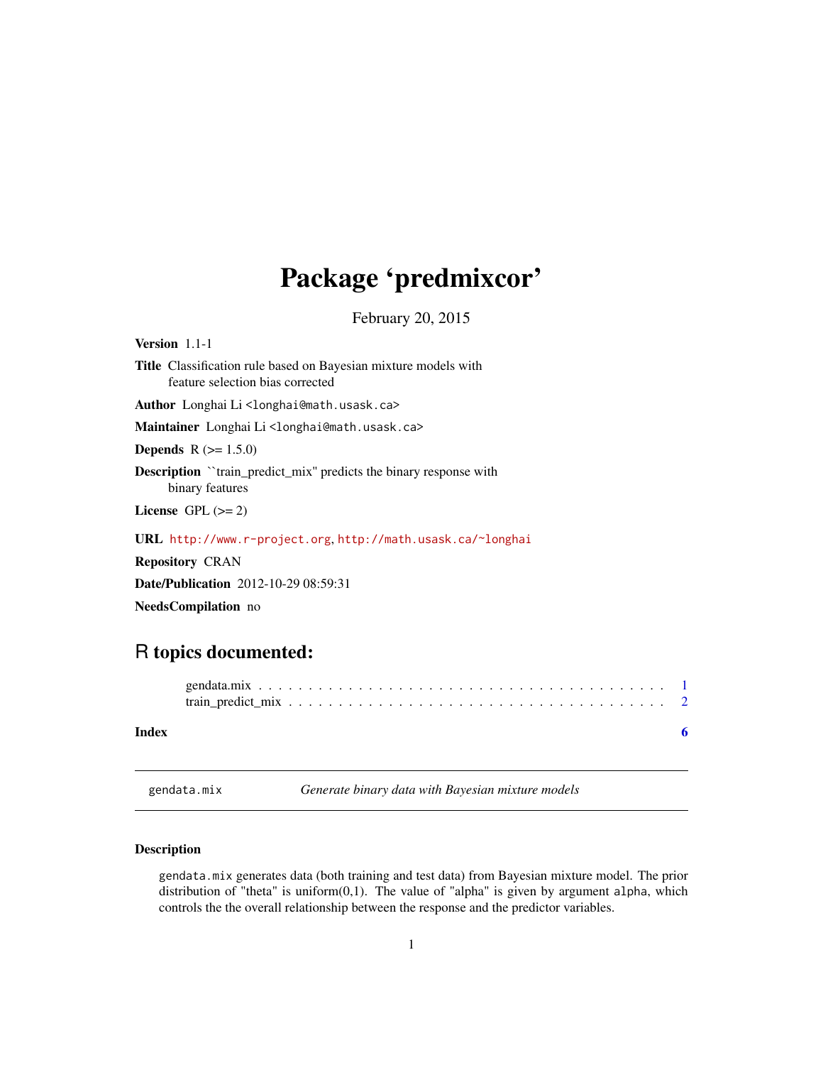# Package 'predmixcor'

February 20, 2015

**Version** 1.1-1

**Title** Classification rule based on Bayesian mixture models with feature selection bias corrected

**Author** Longhai Li <longhai@math.usask.ca>

**Maintainer** Longhai Li <longhai@math.usask.ca>

**Depends** R (>= 1.5.0)

**Description** ``train_predict_mix'' predicts the binary response with binary features

**License** GPL (>= 2)

**URL** http://www.r-project.org, http://math.usask.ca/~longhai

**Repository** CRAN

**Date/Publication** 2012-10-29 08:59:31

**NeedsCompilation** no

## R topics documented:

gendata.mix . . . . . . . . . . . . . . . . . . . . . . . . . . . . . . . . . . . . . . . . 1
train_predict_mix . . . . . . . . . . . . . . . . . . . . . . . . . . . . . . . . . . . . . 2

**Index** **6**

---

`gendata.mix` *Generate binary data with Bayesian mixture models*

---

### Description

`gendata.mix` generates data (both training and test data) from Bayesian mixture model. The prior distribution of "theta" is uniform(0,1). The value of "alpha" is given by argument `alpha`, which controls the the overall relationship between the response and the predictor variables.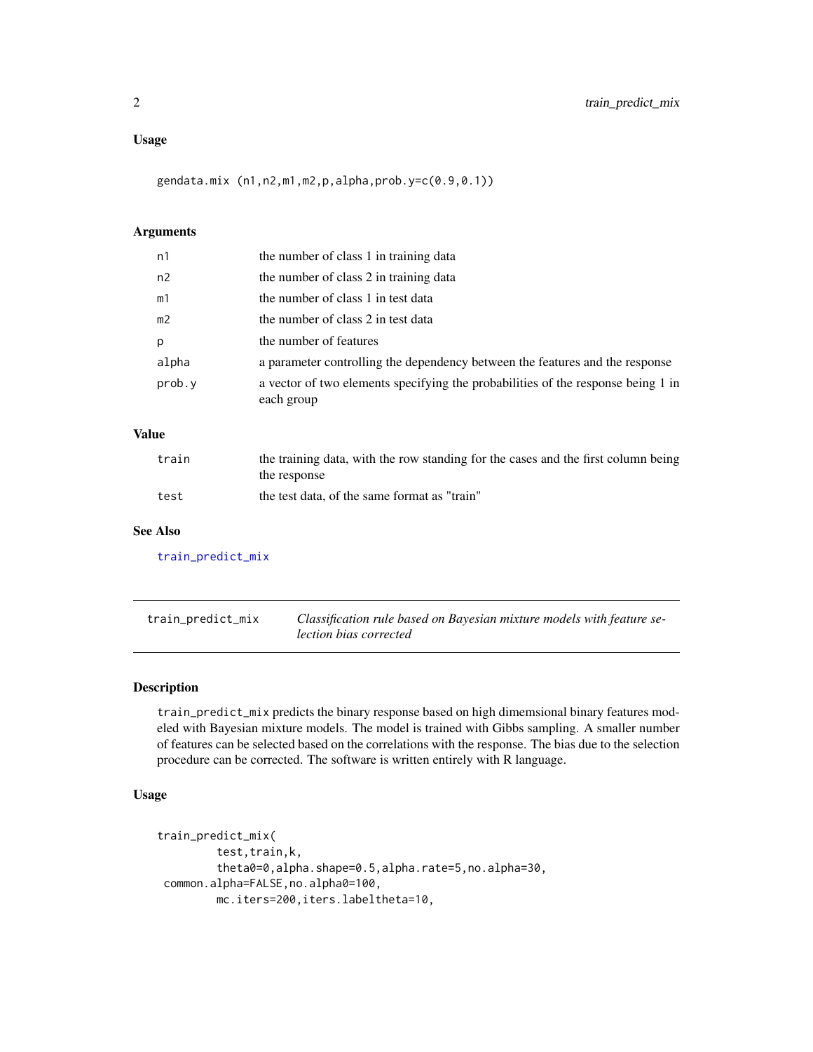## Usage

```
gendata.mix (n1,n2,m1,m2,p,alpha,prob.y=c(0.9,0.1))
```

## Arguments

| | |
|---|---|
| n1 | the number of class 1 in training data |
| n2 | the number of class 2 in training data |
| m1 | the number of class 1 in test data |
| m2 | the number of class 2 in test data |
| p | the number of features |
| alpha | a parameter controlling the dependency between the features and the response |
| prob.y | a vector of two elements specifying the probabilities of the response being 1 in each group |

## Value

| | |
|---|---|
| train | the training data, with the row standing for the cases and the first column being the response |
| test | the test data, of the same format as "train" |

## See Also

train_predict_mix

---

# train_predict_mix — *Classification rule based on Bayesian mixture models with feature selection bias corrected*

## Description

train_predict_mix predicts the binary response based on high dimemsional binary features modeled with Bayesian mixture models. The model is trained with Gibbs sampling. A smaller number of features can be selected based on the correlations with the response. The bias due to the selection procedure can be corrected. The software is written entirely with R language.

## Usage

```
train_predict_mix(
         test,train,k,
         theta0=0,alpha.shape=0.5,alpha.rate=5,no.alpha=30,
 common.alpha=FALSE,no.alpha0=100,
         mc.iters=200,iters.labeltheta=10,
```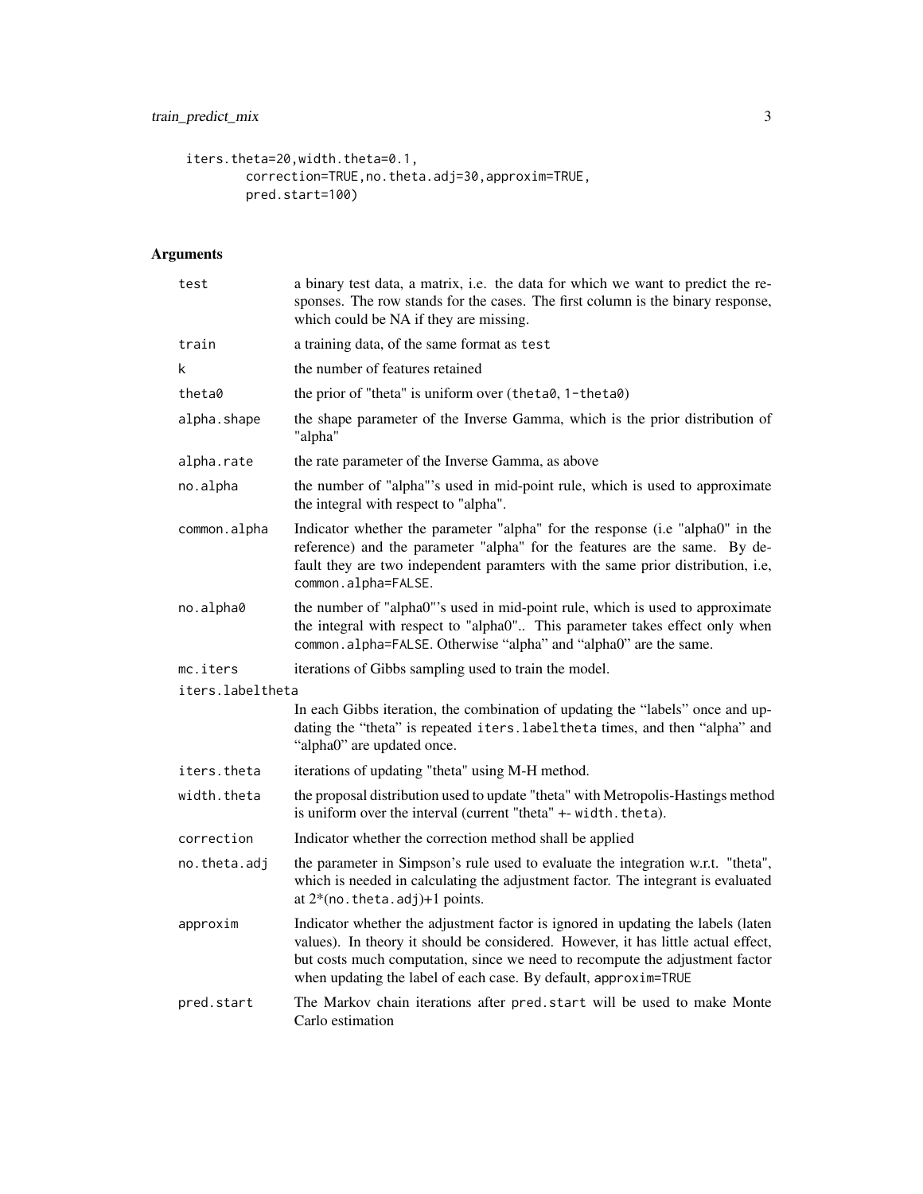```
iters.theta=20,width.theta=0.1,
        correction=TRUE,no.theta.adj=30,approxim=TRUE,
        pred.start=100)
```

## Arguments

| Argument | Description |
| --- | --- |
| test | a binary test data, a matrix, i.e. the data for which we want to predict the responses. The row stands for the cases. The first column is the binary response, which could be NA if they are missing. |
| train | a training data, of the same format as `test` |
| k | the number of features retained |
| theta0 | the prior of "theta" is uniform over (`theta0`, `1-theta0`) |
| alpha.shape | the shape parameter of the Inverse Gamma, which is the prior distribution of "alpha" |
| alpha.rate | the rate parameter of the Inverse Gamma, as above |
| no.alpha | the number of "alpha"'s used in mid-point rule, which is used to approximate the integral with respect to "alpha". |
| common.alpha | Indicator whether the parameter "alpha" for the response (i.e "alpha0" in the reference) and the parameter "alpha" for the features are the same. By default they are two independent paramters with the same prior distribution, i.e, `common.alpha=FALSE`. |
| no.alpha0 | the number of "alpha0"'s used in mid-point rule, which is used to approximate the integral with respect to "alpha0".. This parameter takes effect only when `common.alpha=FALSE`. Otherwise "alpha" and "alpha0" are the same. |
| mc.iters | iterations of Gibbs sampling used to train the model. |
| iters.labeltheta | In each Gibbs iteration, the combination of updating the "labels" once and updating the "theta" is repeated `iters.labeltheta` times, and then "alpha" and "alpha0" are updated once. |
| iters.theta | iterations of updating "theta" using M-H method. |
| width.theta | the proposal distribution used to update "theta" with Metropolis-Hastings method is uniform over the interval (current "theta" +- `width.theta`). |
| correction | Indicator whether the correction method shall be applied |
| no.theta.adj | the parameter in Simpson's rule used to evaluate the integration w.r.t. "theta", which is needed in calculating the adjustment factor. The integrant is evaluated at 2*(`no.theta.adj`)+1 points. |
| approxim | Indicator whether the adjustment factor is ignored in updating the labels (laten values). In theory it should be considered. However, it has little actual effect, but costs much computation, since we need to recompute the adjustment factor when updating the label of each case. By default, `approxim=TRUE` |
| pred.start | The Markov chain iterations after `pred.start` will be used to make Monte Carlo estimation |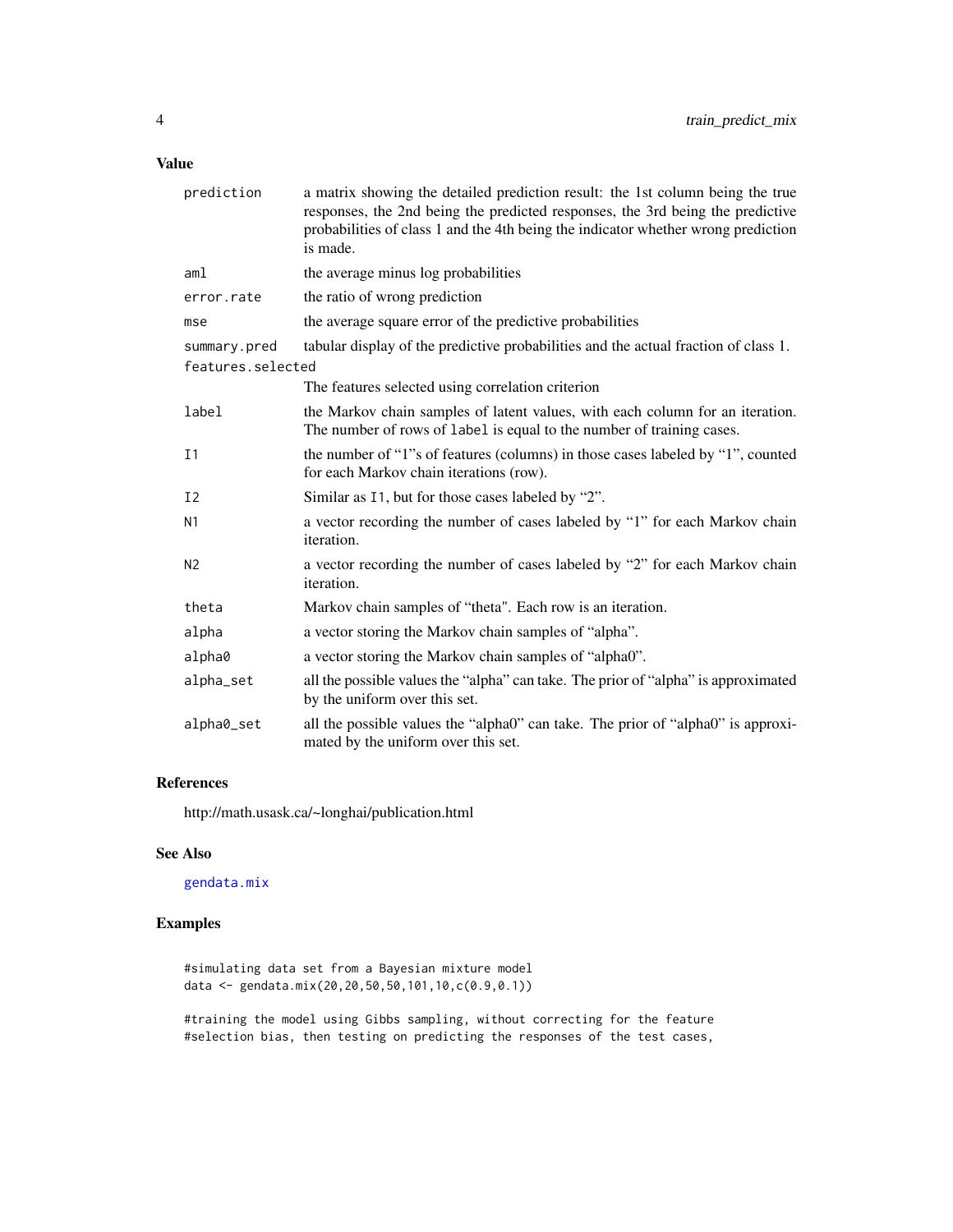## Value

| | |
|---|---|
| `prediction` | a matrix showing the detailed prediction result: the 1st column being the true responses, the 2nd being the predicted responses, the 3rd being the predictive probabilities of class 1 and the 4th being the indicator whether wrong prediction is made. |
| `aml` | the average minus log probabilities |
| `error.rate` | the ratio of wrong prediction |
| `mse` | the average square error of the predictive probabilities |
| `summary.pred` | tabular display of the predictive probabilities and the actual fraction of class 1. |
| `features.selected` | The features selected using correlation criterion |
| `label` | the Markov chain samples of latent values, with each column for an iteration. The number of rows of `label` is equal to the number of training cases. |
| `I1` | the number of "1"s of features (columns) in those cases labeled by "1", counted for each Markov chain iterations (row). |
| `I2` | Similar as `I1`, but for those cases labeled by "2". |
| `N1` | a vector recording the number of cases labeled by "1" for each Markov chain iteration. |
| `N2` | a vector recording the number of cases labeled by "2" for each Markov chain iteration. |
| `theta` | Markov chain samples of "theta". Each row is an iteration. |
| `alpha` | a vector storing the Markov chain samples of "alpha". |
| `alpha0` | a vector storing the Markov chain samples of "alpha0". |
| `alpha_set` | all the possible values the "alpha" can take. The prior of "alpha" is approximated by the uniform over this set. |
| `alpha0_set` | all the possible values the "alpha0" can take. The prior of "alpha0" is approximated by the uniform over this set. |

## References

http://math.usask.ca/~longhai/publication.html

## See Also

gendata.mix

## Examples

```
#simulating data set from a Bayesian mixture model
data <- gendata.mix(20,20,50,50,101,10,c(0.9,0.1))

#training the model using Gibbs sampling, without correcting for the feature
#selection bias, then testing on predicting the responses of the test cases,
```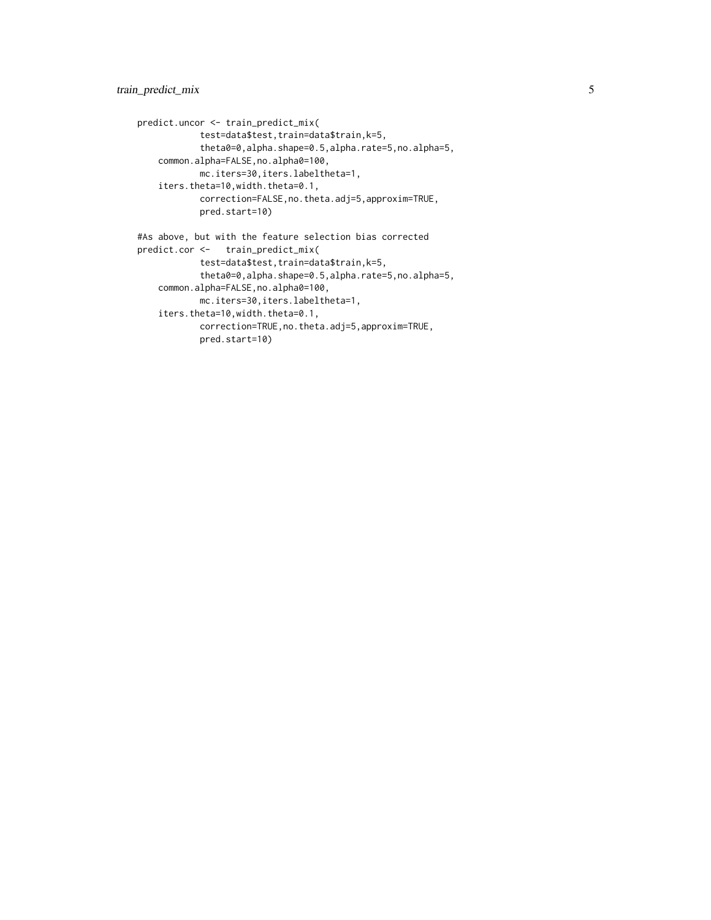```
predict.uncor <- train_predict_mix(
            test=data$test,train=data$train,k=5,
            theta0=0,alpha.shape=0.5,alpha.rate=5,no.alpha=5,
    common.alpha=FALSE,no.alpha0=100,
            mc.iters=30,iters.labeltheta=1,
    iters.theta=10,width.theta=0.1,
            correction=FALSE,no.theta.adj=5,approxim=TRUE,
            pred.start=10)

#As above, but with the feature selection bias corrected
predict.cor <-   train_predict_mix(
            test=data$test,train=data$train,k=5,
            theta0=0,alpha.shape=0.5,alpha.rate=5,no.alpha=5,
    common.alpha=FALSE,no.alpha0=100,
            mc.iters=30,iters.labeltheta=1,
    iters.theta=10,width.theta=0.1,
            correction=TRUE,no.theta.adj=5,approxim=TRUE,
            pred.start=10)
```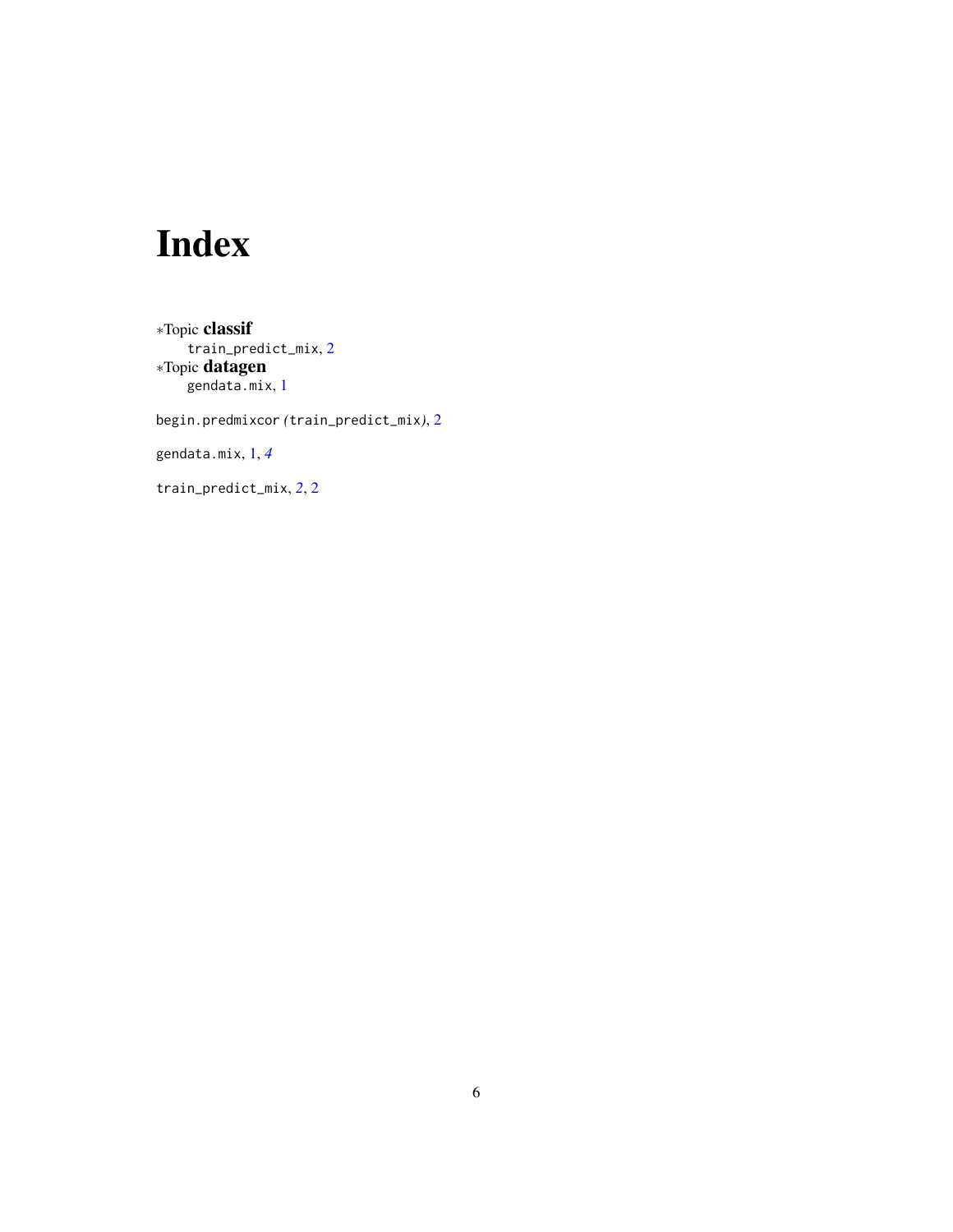# Index

*Topic **classif**

    train_predict_mix, 2

*Topic **datagen**

    gendata.mix, 1

begin.predmixcor *(*train_predict_mix*)*, 2

gendata.mix, 1, *4*

train_predict_mix, *2*, 2